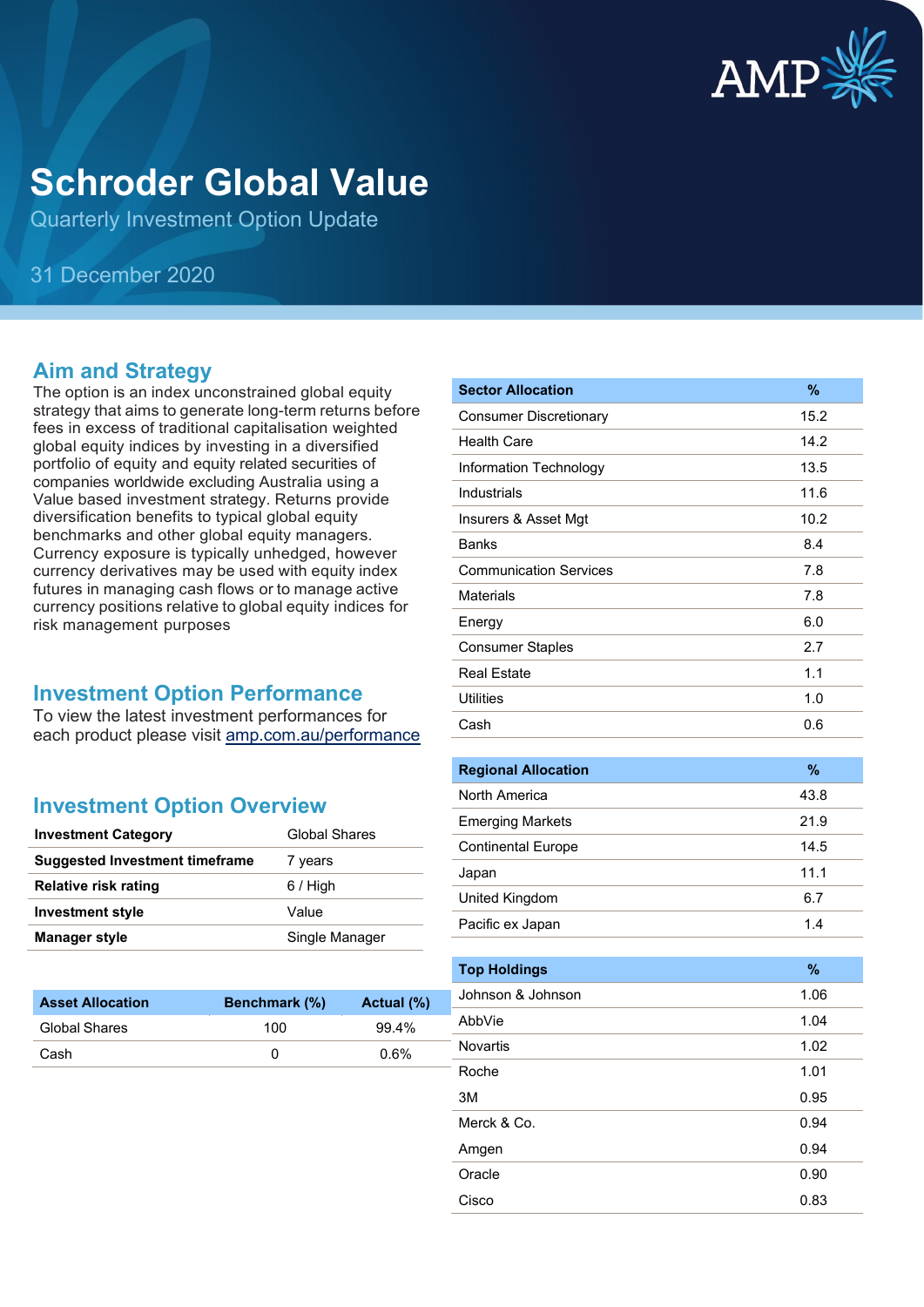# Schroder Global Value

Quarterly Investment Option Update

31 December 2020

## Aim and Strategy

The option is an index unconstrained global equity strategy that aims to generate long-term returns before fees in excess of traditional capitalisation weighted global equity indices by investing in a diversified portfolio of equity and equity related securities of companies worldwide excluding Australia using a Value based investment strategy. Returns provide diversification benefits to typical global equity benchmarks and other global equity managers. Currency exposure is typically unhedged, however currency derivatives may be used with equity index futures in managing cash flows or to manage active currency positions relative to global equity indices for risk management purposes

## Investment Option Performance

To view the latest investment performances for each product please visit amp.com.au/performance

## Investment Option Overview

| | |
|---|---|
| **Investment Category** | Global Shares |
| **Suggested Investment timeframe** | 7 years |
| **Relative risk rating** | 6 / High |
| **Investment style** | Value |
| **Manager style** | Single Manager |

| Asset Allocation | Benchmark (%) | Actual (%) |
|---|---|---|
| Global Shares | 100 | 99.4% |
| Cash | 0 | 0.6% |

| Sector Allocation | % |
|---|---|
| Consumer Discretionary | 15.2 |
| Health Care | 14.2 |
| Information Technology | 13.5 |
| Industrials | 11.6 |
| Insurers & Asset Mgt | 10.2 |
| Banks | 8.4 |
| Communication Services | 7.8 |
| Materials | 7.8 |
| Energy | 6.0 |
| Consumer Staples | 2.7 |
| Real Estate | 1.1 |
| Utilities | 1.0 |
| Cash | 0.6 |

| Regional Allocation | % |
|---|---|
| North America | 43.8 |
| Emerging Markets | 21.9 |
| Continental Europe | 14.5 |
| Japan | 11.1 |
| United Kingdom | 6.7 |
| Pacific ex Japan | 1.4 |

| Top Holdings | % |
|---|---|
| Johnson & Johnson | 1.06 |
| AbbVie | 1.04 |
| Novartis | 1.02 |
| Roche | 1.01 |
| 3M | 0.95 |
| Merck & Co. | 0.94 |
| Amgen | 0.94 |
| Oracle | 0.90 |
| Cisco | 0.83 |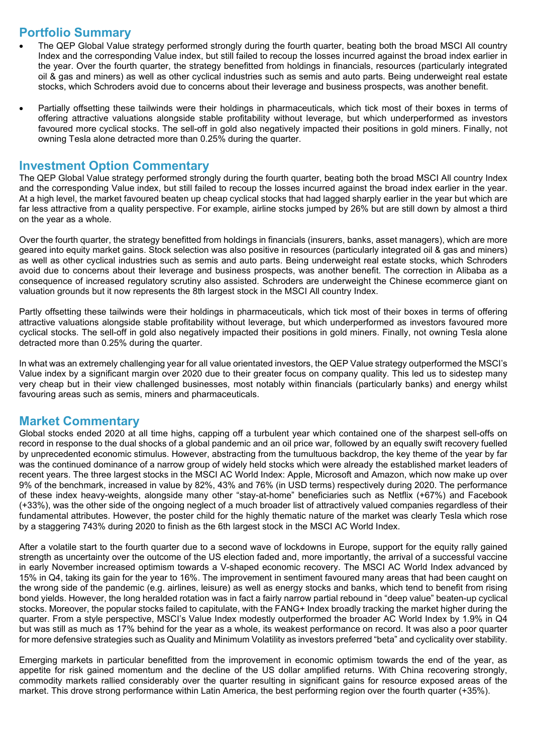## Portfolio Summary

- The QEP Global Value strategy performed strongly during the fourth quarter, beating both the broad MSCI All country Index and the corresponding Value index, but still failed to recoup the losses incurred against the broad index earlier in the year. Over the fourth quarter, the strategy benefitted from holdings in financials, resources (particularly integrated oil & gas and miners) as well as other cyclical industries such as semis and auto parts. Being underweight real estate stocks, which Schroders avoid due to concerns about their leverage and business prospects, was another benefit.
- Partially offsetting these tailwinds were their holdings in pharmaceuticals, which tick most of their boxes in terms of offering attractive valuations alongside stable profitability without leverage, but which underperformed as investors favoured more cyclical stocks. The sell-off in gold also negatively impacted their positions in gold miners. Finally, not owning Tesla alone detracted more than 0.25% during the quarter.

## Investment Option Commentary

The QEP Global Value strategy performed strongly during the fourth quarter, beating both the broad MSCI All country Index and the corresponding Value index, but still failed to recoup the losses incurred against the broad index earlier in the year. At a high level, the market favoured beaten up cheap cyclical stocks that had lagged sharply earlier in the year but which are far less attractive from a quality perspective. For example, airline stocks jumped by 26% but are still down by almost a third on the year as a whole.

Over the fourth quarter, the strategy benefitted from holdings in financials (insurers, banks, asset managers), which are more geared into equity market gains. Stock selection was also positive in resources (particularly integrated oil & gas and miners) as well as other cyclical industries such as semis and auto parts. Being underweight real estate stocks, which Schroders avoid due to concerns about their leverage and business prospects, was another benefit. The correction in Alibaba as a consequence of increased regulatory scrutiny also assisted. Schroders are underweight the Chinese ecommerce giant on valuation grounds but it now represents the 8th largest stock in the MSCI All country Index.

Partly offsetting these tailwinds were their holdings in pharmaceuticals, which tick most of their boxes in terms of offering attractive valuations alongside stable profitability without leverage, but which underperformed as investors favoured more cyclical stocks. The sell-off in gold also negatively impacted their positions in gold miners. Finally, not owning Tesla alone detracted more than 0.25% during the quarter.

In what was an extremely challenging year for all value orientated investors, the QEP Value strategy outperformed the MSCI's Value index by a significant margin over 2020 due to their greater focus on company quality. This led us to sidestep many very cheap but in their view challenged businesses, most notably within financials (particularly banks) and energy whilst favouring areas such as semis, miners and pharmaceuticals.

## Market Commentary

Global stocks ended 2020 at all time highs, capping off a turbulent year which contained one of the sharpest sell-offs on record in response to the dual shocks of a global pandemic and an oil price war, followed by an equally swift recovery fuelled by unprecedented economic stimulus. However, abstracting from the tumultuous backdrop, the key theme of the year by far was the continued dominance of a narrow group of widely held stocks which were already the established market leaders of recent years. The three largest stocks in the MSCI AC World Index: Apple, Microsoft and Amazon, which now make up over 9% of the benchmark, increased in value by 82%, 43% and 76% (in USD terms) respectively during 2020. The performance of these index heavy-weights, alongside many other "stay-at-home" beneficiaries such as Netflix (+67%) and Facebook (+33%), was the other side of the ongoing neglect of a much broader list of attractively valued companies regardless of their fundamental attributes. However, the poster child for the highly thematic nature of the market was clearly Tesla which rose by a staggering 743% during 2020 to finish as the 6th largest stock in the MSCI AC World Index.

After a volatile start to the fourth quarter due to a second wave of lockdowns in Europe, support for the equity rally gained strength as uncertainty over the outcome of the US election faded and, more importantly, the arrival of a successful vaccine in early November increased optimism towards a V-shaped economic recovery. The MSCI AC World Index advanced by 15% in Q4, taking its gain for the year to 16%. The improvement in sentiment favoured many areas that had been caught on the wrong side of the pandemic (e.g. airlines, leisure) as well as energy stocks and banks, which tend to benefit from rising bond yields. However, the long heralded rotation was in fact a fairly narrow partial rebound in "deep value" beaten-up cyclical stocks. Moreover, the popular stocks failed to capitulate, with the FANG+ Index broadly tracking the market higher during the quarter. From a style perspective, MSCI's Value Index modestly outperformed the broader AC World Index by 1.9% in Q4 but was still as much as 17% behind for the year as a whole, its weakest performance on record. It was also a poor quarter for more defensive strategies such as Quality and Minimum Volatility as investors preferred "beta" and cyclicality over stability.

Emerging markets in particular benefitted from the improvement in economic optimism towards the end of the year, as appetite for risk gained momentum and the decline of the US dollar amplified returns. With China recovering strongly, commodity markets rallied considerably over the quarter resulting in significant gains for resource exposed areas of the market. This drove strong performance within Latin America, the best performing region over the fourth quarter (+35%).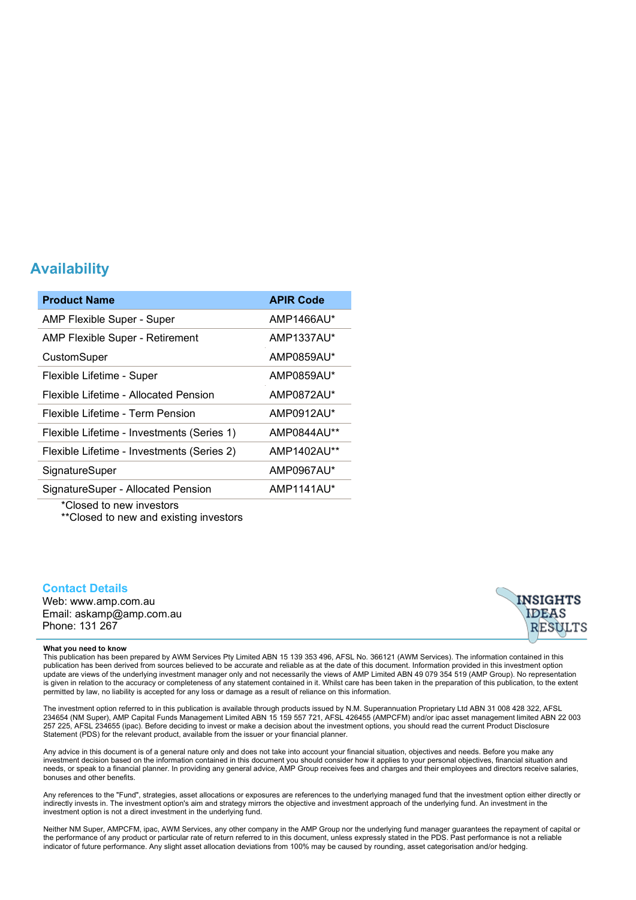## Availability

| Product Name | APIR Code |
|---|---|
| AMP Flexible Super - Super | AMP1466AU* |
| AMP Flexible Super - Retirement | AMP1337AU* |
| CustomSuper | AMP0859AU* |
| Flexible Lifetime - Super | AMP0859AU* |
| Flexible Lifetime - Allocated Pension | AMP0872AU* |
| Flexible Lifetime - Term Pension | AMP0912AU* |
| Flexible Lifetime - Investments (Series 1) | AMP0844AU** |
| Flexible Lifetime - Investments (Series 2) | AMP1402AU** |
| SignatureSuper | AMP0967AU* |
| SignatureSuper - Allocated Pension | AMP1141AU* |

*Closed to new investors
**Closed to new and existing investors

### Contact Details

Web: www.amp.com.au
Email: askamp@amp.com.au
Phone: 131 267

INSIGHTS
IDEAS
RESULTS

**What you need to know**

This publication has been prepared by AWM Services Pty Limited ABN 15 139 353 496, AFSL No. 366121 (AWM Services). The information contained in this publication has been derived from sources believed to be accurate and reliable as at the date of this document. Information provided in this investment option update are views of the underlying investment manager only and not necessarily the views of AMP Limited ABN 49 079 354 519 (AMP Group). No representation is given in relation to the accuracy or completeness of any statement contained in it. Whilst care has been taken in the preparation of this publication, to the extent permitted by law, no liability is accepted for any loss or damage as a result of reliance on this information.

The investment option referred to in this publication is available through products issued by N.M. Superannuation Proprietary Ltd ABN 31 008 428 322, AFSL 234654 (NM Super), AMP Capital Funds Management Limited ABN 15 159 557 721, AFSL 426455 (AMPCFM) and/or ipac asset management limited ABN 22 003 257 225, AFSL 234655 (ipac). Before deciding to invest or make a decision about the investment options, you should read the current Product Disclosure Statement (PDS) for the relevant product, available from the issuer or your financial planner.

Any advice in this document is of a general nature only and does not take into account your financial situation, objectives and needs. Before you make any investment decision based on the information contained in this document you should consider how it applies to your personal objectives, financial situation and needs, or speak to a financial planner. In providing any general advice, AMP Group receives fees and charges and their employees and directors receive salaries, bonuses and other benefits.

Any references to the "Fund", strategies, asset allocations or exposures are references to the underlying managed fund that the investment option either directly or indirectly invests in. The investment option's aim and strategy mirrors the objective and investment approach of the underlying fund. An investment in the investment option is not a direct investment in the underlying fund.

Neither NM Super, AMPCFM, ipac, AWM Services, any other company in the AMP Group nor the underlying fund manager guarantees the repayment of capital or the performance of any product or particular rate of return referred to in this document, unless expressly stated in the PDS. Past performance is not a reliable indicator of future performance. Any slight asset allocation deviations from 100% may be caused by rounding, asset categorisation and/or hedging.